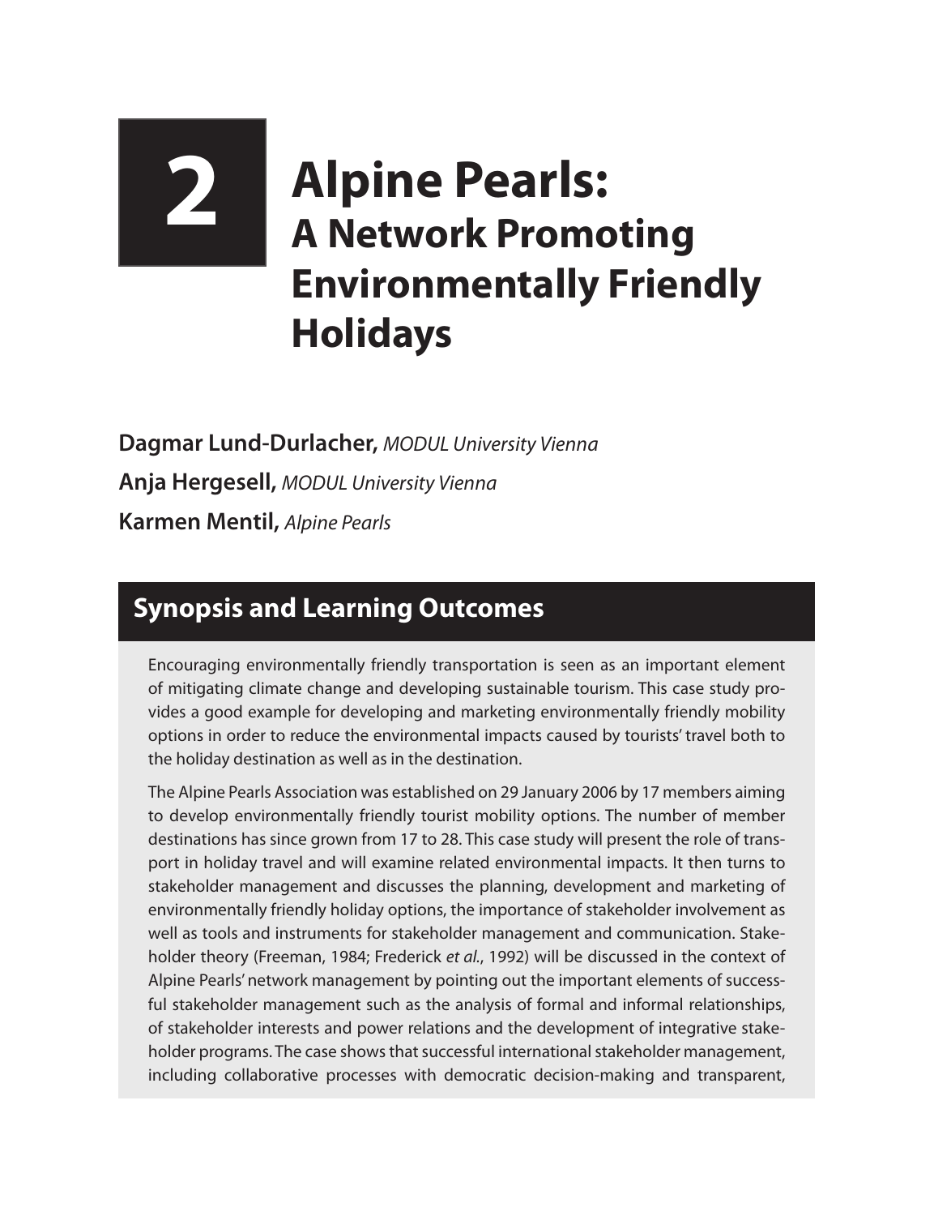# 2 Alpine Pearls: A Network Promoting Environmentally Friendly Holidays

**Dagmar Lund-Durlacher,** *MODUL University Vienna*

**Anja Hergesell,** *MODUL University Vienna*

**Karmen Mentil,** *Alpine Pearls*

## Synopsis and Learning Outcomes

Encouraging environmentally friendly transportation is seen as an important element of mitigating climate change and developing sustainable tourism. This case study provides a good example for developing and marketing environmentally friendly mobility options in order to reduce the environmental impacts caused by tourists' travel both to the holiday destination as well as in the destination.

The Alpine Pearls Association was established on 29 January 2006 by 17 members aiming to develop environmentally friendly tourist mobility options. The number of member destinations has since grown from 17 to 28. This case study will present the role of transport in holiday travel and will examine related environmental impacts. It then turns to stakeholder management and discusses the planning, development and marketing of environmentally friendly holiday options, the importance of stakeholder involvement as well as tools and instruments for stakeholder management and communication. Stakeholder theory (Freeman, 1984; Frederick *et al.*, 1992) will be discussed in the context of Alpine Pearls' network management by pointing out the important elements of successful stakeholder management such as the analysis of formal and informal relationships, of stakeholder interests and power relations and the development of integrative stakeholder programs. The case shows that successful international stakeholder management, including collaborative processes with democratic decision-making and transparent,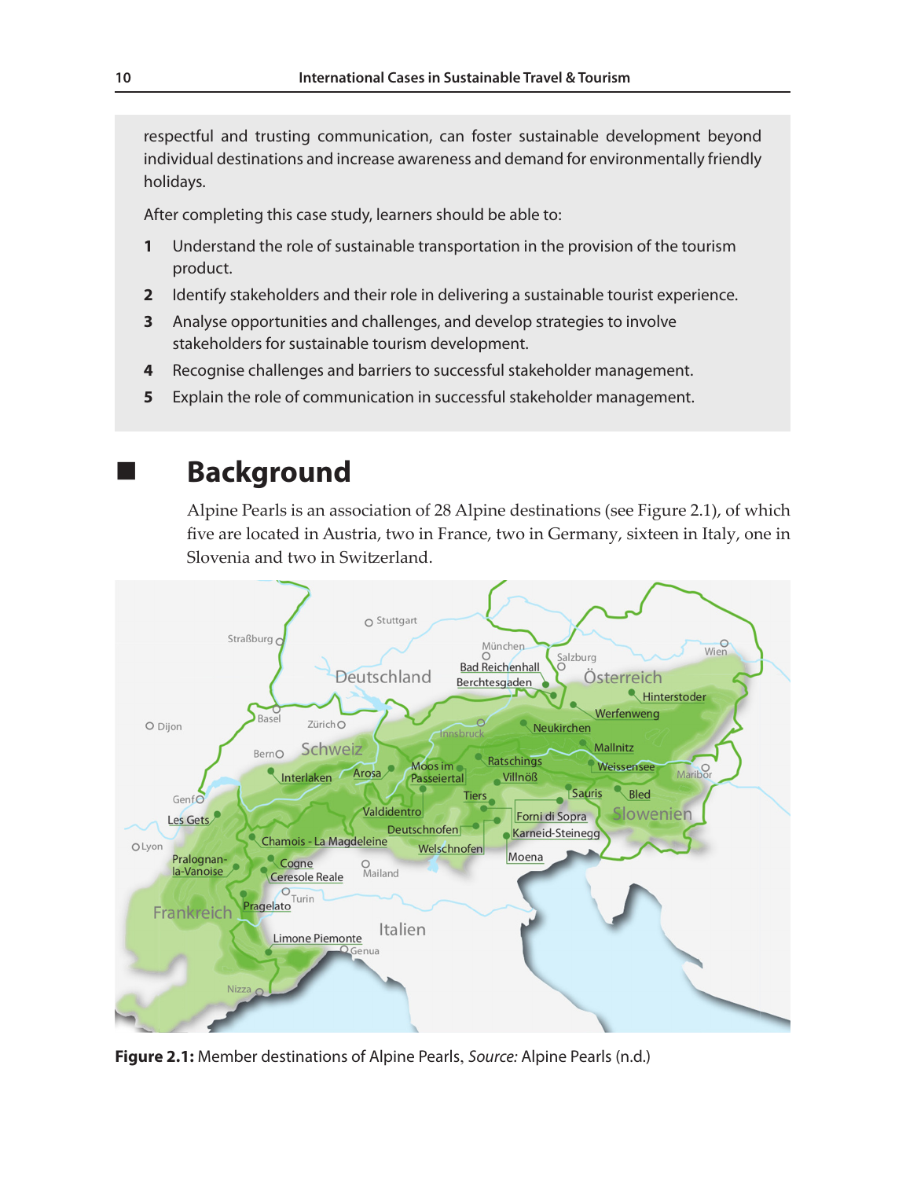respectful and trusting communication, can foster sustainable development beyond individual destinations and increase awareness and demand for environmentally friendly holidays.

After completing this case study, learners should be able to:

1. Understand the role of sustainable transportation in the provision of the tourism product.
2. Identify stakeholders and their role in delivering a sustainable tourist experience.
3. Analyse opportunities and challenges, and develop strategies to involve stakeholders for sustainable tourism development.
4. Recognise challenges and barriers to successful stakeholder management.
5. Explain the role of communication in successful stakeholder management.

## Background

Alpine Pearls is an association of 28 Alpine destinations (see Figure 2.1), of which five are located in Austria, two in France, two in Germany, sixteen in Italy, one in Slovenia and two in Switzerland.

**Figure 2.1:** Member destinations of Alpine Pearls, *Source:* Alpine Pearls (n.d.)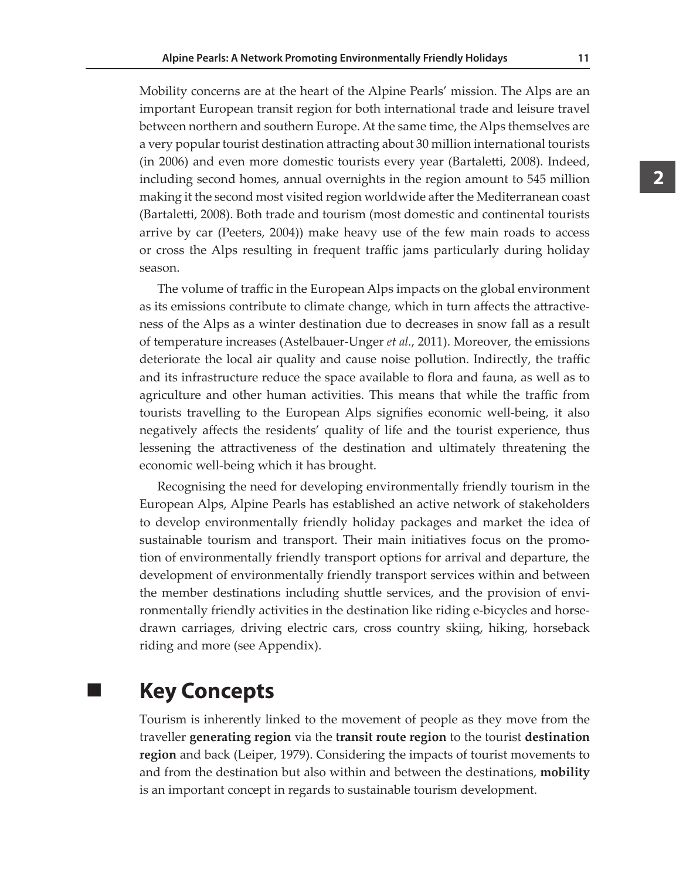Mobility concerns are at the heart of the Alpine Pearls' mission. The Alps are an important European transit region for both international trade and leisure travel between northern and southern Europe. At the same time, the Alps themselves are a very popular tourist destination attracting about 30 million international tourists (in 2006) and even more domestic tourists every year (Bartaletti, 2008). Indeed, including second homes, annual overnights in the region amount to 545 million making it the second most visited region worldwide after the Mediterranean coast (Bartaletti, 2008). Both trade and tourism (most domestic and continental tourists arrive by car (Peeters, 2004)) make heavy use of the few main roads to access or cross the Alps resulting in frequent traffic jams particularly during holiday season.

The volume of traffic in the European Alps impacts on the global environment as its emissions contribute to climate change, which in turn affects the attractiveness of the Alps as a winter destination due to decreases in snow fall as a result of temperature increases (Astelbauer-Unger *et al.*, 2011). Moreover, the emissions deteriorate the local air quality and cause noise pollution. Indirectly, the traffic and its infrastructure reduce the space available to flora and fauna, as well as to agriculture and other human activities. This means that while the traffic from tourists travelling to the European Alps signifies economic well-being, it also negatively affects the residents' quality of life and the tourist experience, thus lessening the attractiveness of the destination and ultimately threatening the economic well-being which it has brought.

Recognising the need for developing environmentally friendly tourism in the European Alps, Alpine Pearls has established an active network of stakeholders to develop environmentally friendly holiday packages and market the idea of sustainable tourism and transport. Their main initiatives focus on the promotion of environmentally friendly transport options for arrival and departure, the development of environmentally friendly transport services within and between the member destinations including shuttle services, and the provision of environmentally friendly activities in the destination like riding e-bicycles and horse-drawn carriages, driving electric cars, cross country skiing, hiking, horseback riding and more (see Appendix).

## Key Concepts

Tourism is inherently linked to the movement of people as they move from the traveller **generating region** via the **transit route region** to the tourist **destination region** and back (Leiper, 1979). Considering the impacts of tourist movements to and from the destination but also within and between the destinations, **mobility** is an important concept in regards to sustainable tourism development.